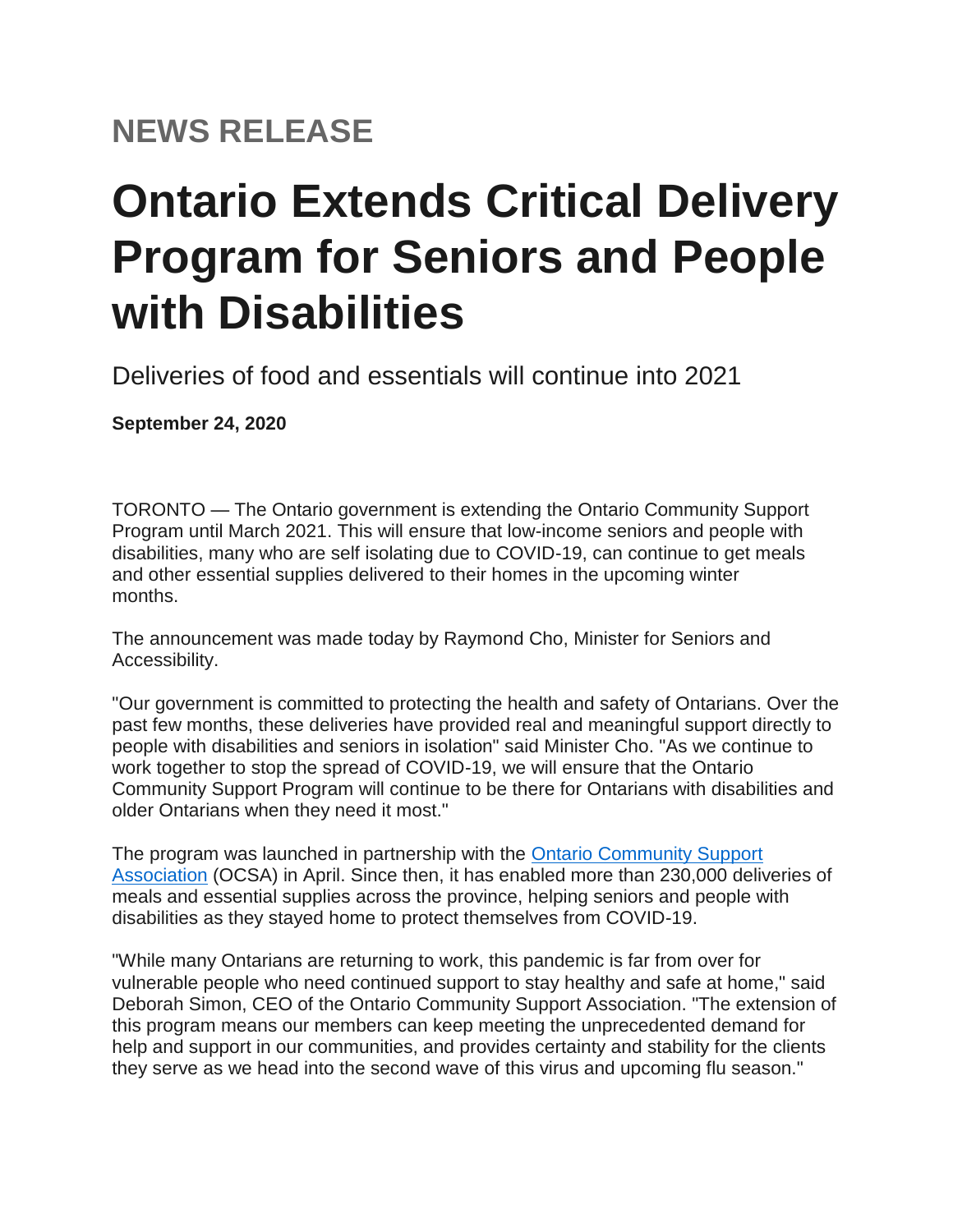## NEWS RELEASE

# Ontario Extends Critical Delivery Program for Seniors and People with Disabilities

Deliveries of food and essentials will continue into 2021

**September 24, 2020**

TORONTO — The Ontario government is extending the Ontario Community Support Program until March 2021. This will ensure that low-income seniors and people with disabilities, many who are self isolating due to COVID-19, can continue to get meals and other essential supplies delivered to their homes in the upcoming winter months.

The announcement was made today by Raymond Cho, Minister for Seniors and Accessibility.

"Our government is committed to protecting the health and safety of Ontarians. Over the past few months, these deliveries have provided real and meaningful support directly to people with disabilities and seniors in isolation" said Minister Cho. "As we continue to work together to stop the spread of COVID-19, we will ensure that the Ontario Community Support Program will continue to be there for Ontarians with disabilities and older Ontarians when they need it most."

The program was launched in partnership with the Ontario Community Support Association (OCSA) in April. Since then, it has enabled more than 230,000 deliveries of meals and essential supplies across the province, helping seniors and people with disabilities as they stayed home to protect themselves from COVID-19.

"While many Ontarians are returning to work, this pandemic is far from over for vulnerable people who need continued support to stay healthy and safe at home," said Deborah Simon, CEO of the Ontario Community Support Association. "The extension of this program means our members can keep meeting the unprecedented demand for help and support in our communities, and provides certainty and stability for the clients they serve as we head into the second wave of this virus and upcoming flu season."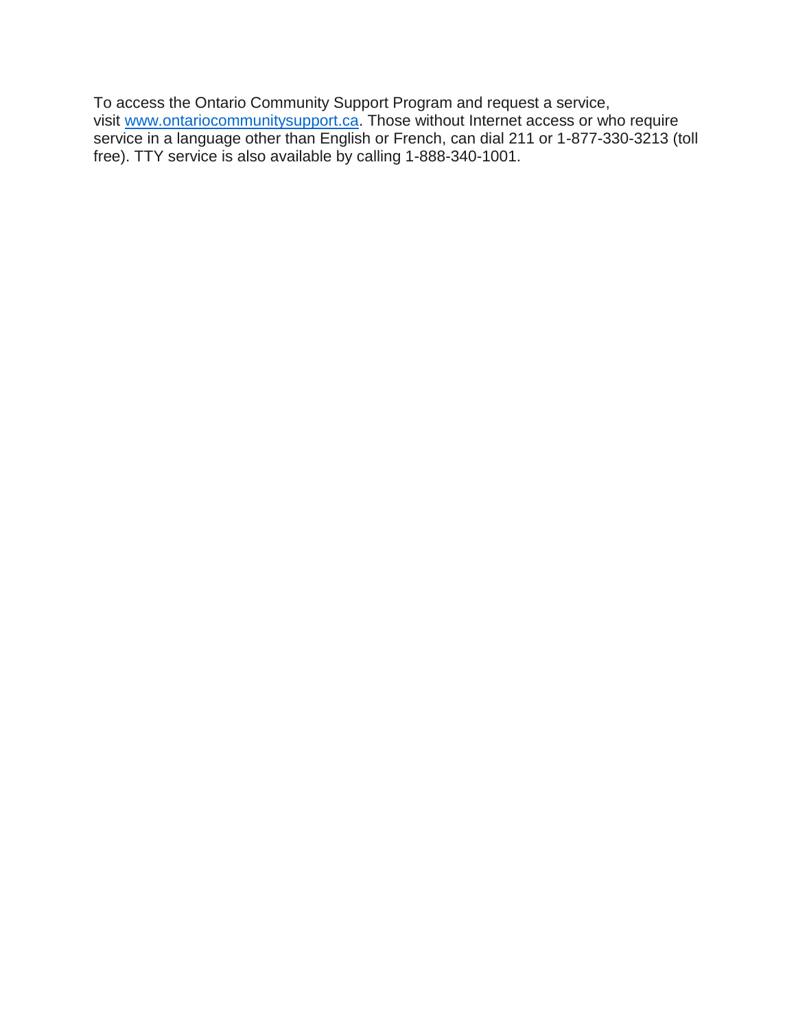To access the Ontario Community Support Program and request a service, visit [www.ontariocommunitysupport.ca](http://www.ontariocommunitysupport.ca). Those without Internet access or who require service in a language other than English or French, can dial 211 or 1-877-330-3213 (toll free). TTY service is also available by calling 1-888-340-1001.